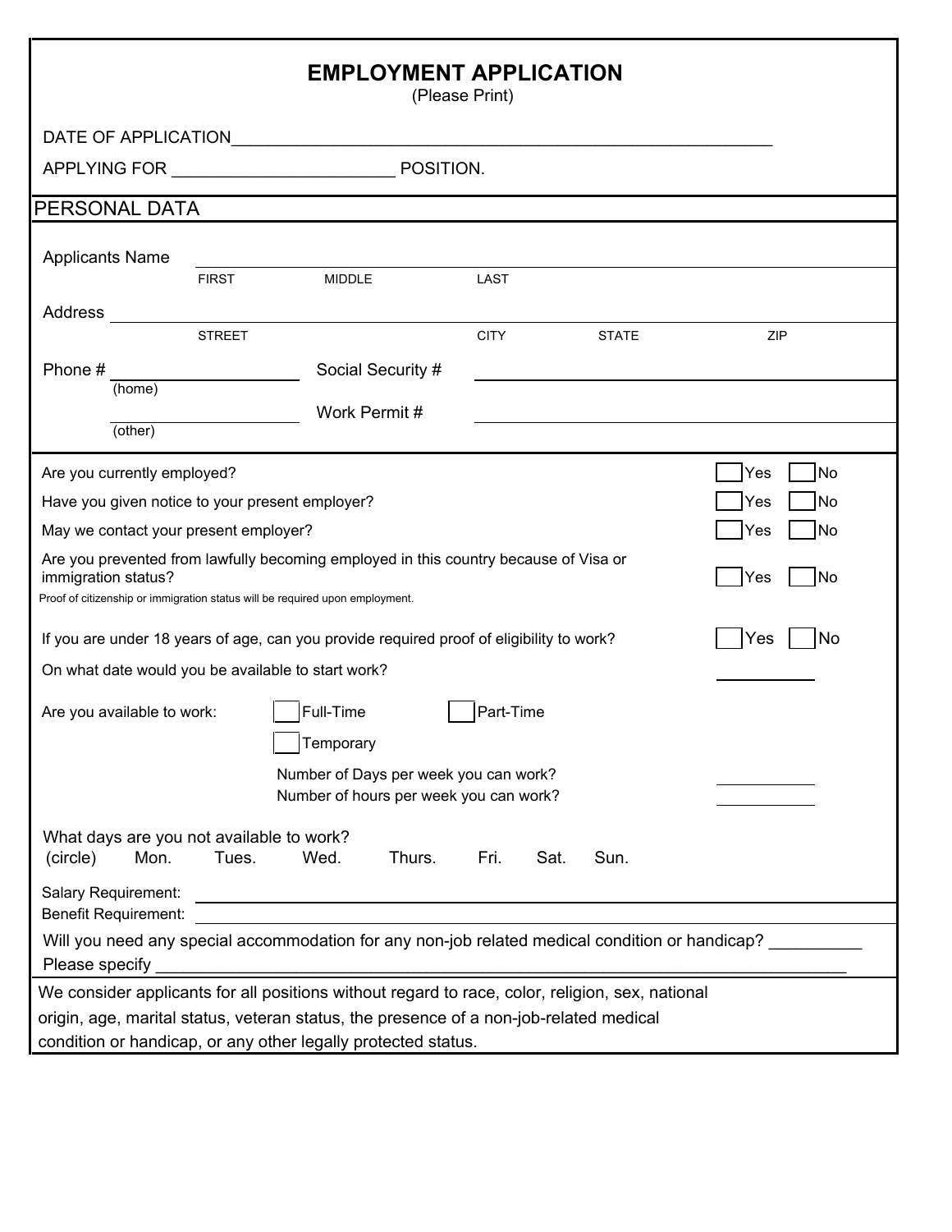# EMPLOYMENT APPLICATION

(Please Print)

DATE OF APPLICATION_______________________________________________________

APPLYING FOR _______________________ POSITION.

## PERSONAL DATA

Applicants Name ________________________________________________
FIRST MIDDLE LAST

Address ________________________________________________
STREET CITY STATE ZIP

Phone # ____________________ Social Security # ____________________
(home)

____________________ Work Permit # ____________________
(other)

| | | |
|---|---|---|
| Are you currently employed? | ☐ Yes | ☐ No |
| Have you given notice to your present employer? | ☐ Yes | ☐ No |
| May we contact your present employer? | ☐ Yes | ☐ No |
| Are you prevented from lawfully becoming employed in this country because of Visa or immigration status? | ☐ Yes | ☐ No |

Proof of citizenship or immigration status will be required upon employment.

| | | |
|---|---|---|
| If you are under 18 years of age, can you provide required proof of eligibility to work? | ☐ Yes | ☐ No |

On what date would you be available to start work? ____________

Are you available to work: ☐ Full-Time ☐ Part-Time ☐ Temporary

Number of Days per week you can work? ____________

Number of hours per week you can work? ____________

What days are you not available to work?
(circle) Mon. Tues. Wed. Thurs. Fri. Sat. Sun.

Salary Requirement: ________________________________________________

Benefit Requirement: ________________________________________________

Will you need any special accommodation for any non-job related medical condition or handicap? __________

Please specify ________________________________________________

We consider applicants for all positions without regard to race, color, religion, sex, national origin, age, marital status, veteran status, the presence of a non-job-related medical condition or handicap, or any other legally protected status.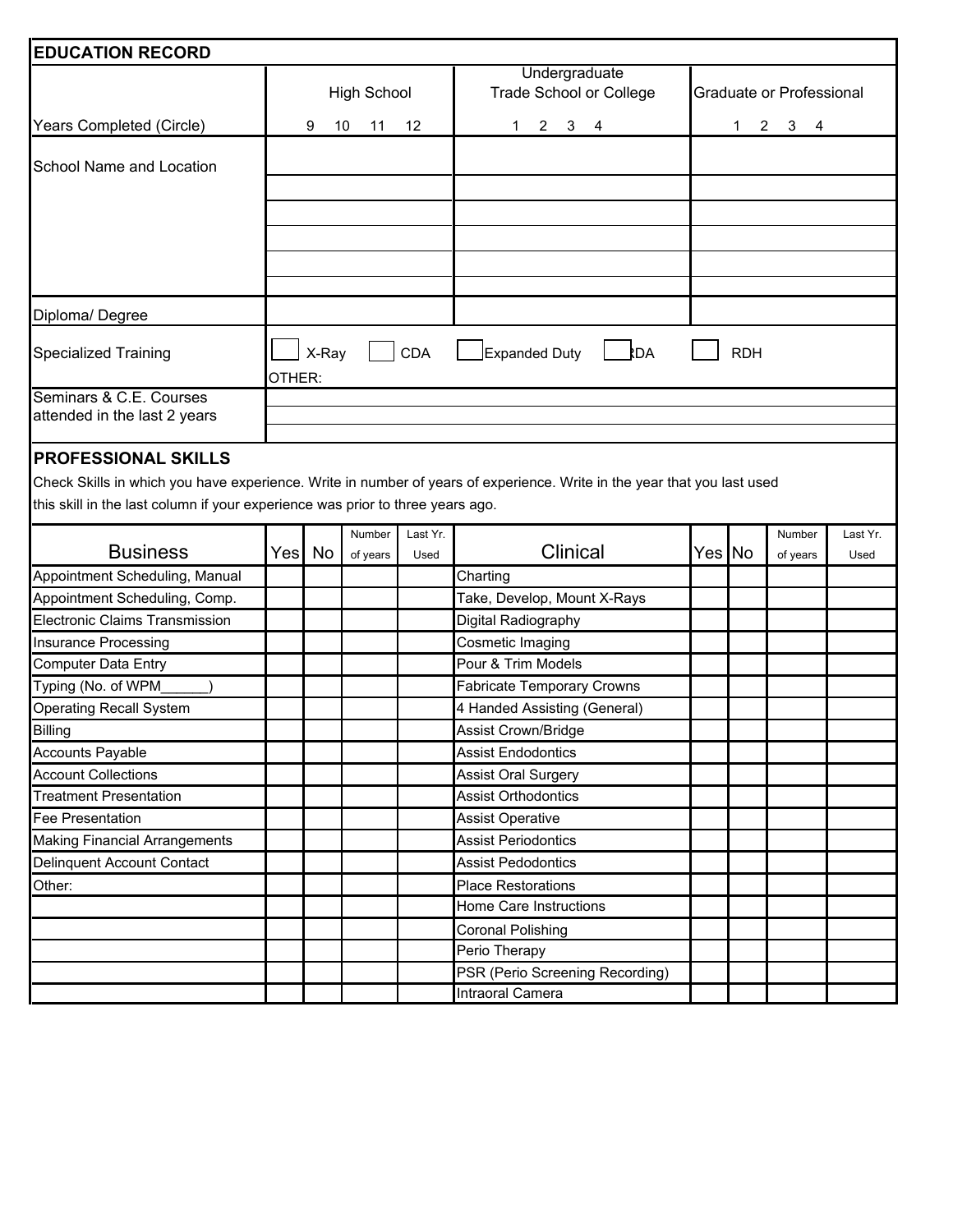## EDUCATION RECORD

| | High School | Undergraduate Trade School or College | Graduate or Professional |
|---|---|---|---|
| Years Completed (Circle) | 9 10 11 12 | 1 2 3 4 | 1 2 3 4 |
| School Name and Location | | | |
| | | | |
| | | | |
| | | | |
| | | | |
| | | | |
| Diploma/ Degree | | | |

| | |
|---|---|
| Specialized Training | ☐ X-Ray ☐ CDA ☐ Expanded Duty ☐ RDA ☐ RDH |
| | OTHER: |
| Seminars & C.E. Courses attended in the last 2 years | |
| | |
| | |

## PROFESSIONAL SKILLS

Check Skills in which you have experience. Write in number of years of experience. Write in the year that you last used this skill in the last column if your experience was prior to three years ago.

| Business | Yes | No | Number of years | Last Yr. Used | Clinical | Yes | No | Number of years | Last Yr. Used |
|---|---|---|---|---|---|---|---|---|---|
| Appointment Scheduling, Manual | | | | | Charting | | | | |
| Appointment Scheduling, Comp. | | | | | Take, Develop, Mount X-Rays | | | | |
| Electronic Claims Transmission | | | | | Digital Radiography | | | | |
| Insurance Processing | | | | | Cosmetic Imaging | | | | |
| Computer Data Entry | | | | | Pour & Trim Models | | | | |
| Typing (No. of WPM______) | | | | | Fabricate Temporary Crowns | | | | |
| Operating Recall System | | | | | 4 Handed Assisting (General) | | | | |
| Billing | | | | | Assist Crown/Bridge | | | | |
| Accounts Payable | | | | | Assist Endodontics | | | | |
| Account Collections | | | | | Assist Oral Surgery | | | | |
| Treatment Presentation | | | | | Assist Orthodontics | | | | |
| Fee Presentation | | | | | Assist Operative | | | | |
| Making Financial Arrangements | | | | | Assist Periodontics | | | | |
| Delinquent Account Contact | | | | | Assist Pedodontics | | | | |
| Other: | | | | | Place Restorations | | | | |
| | | | | | Home Care Instructions | | | | |
| | | | | | Coronal Polishing | | | | |
| | | | | | Perio Therapy | | | | |
| | | | | | PSR (Perio Screening Recording) | | | | |
| | | | | | Intraoral Camera | | | | |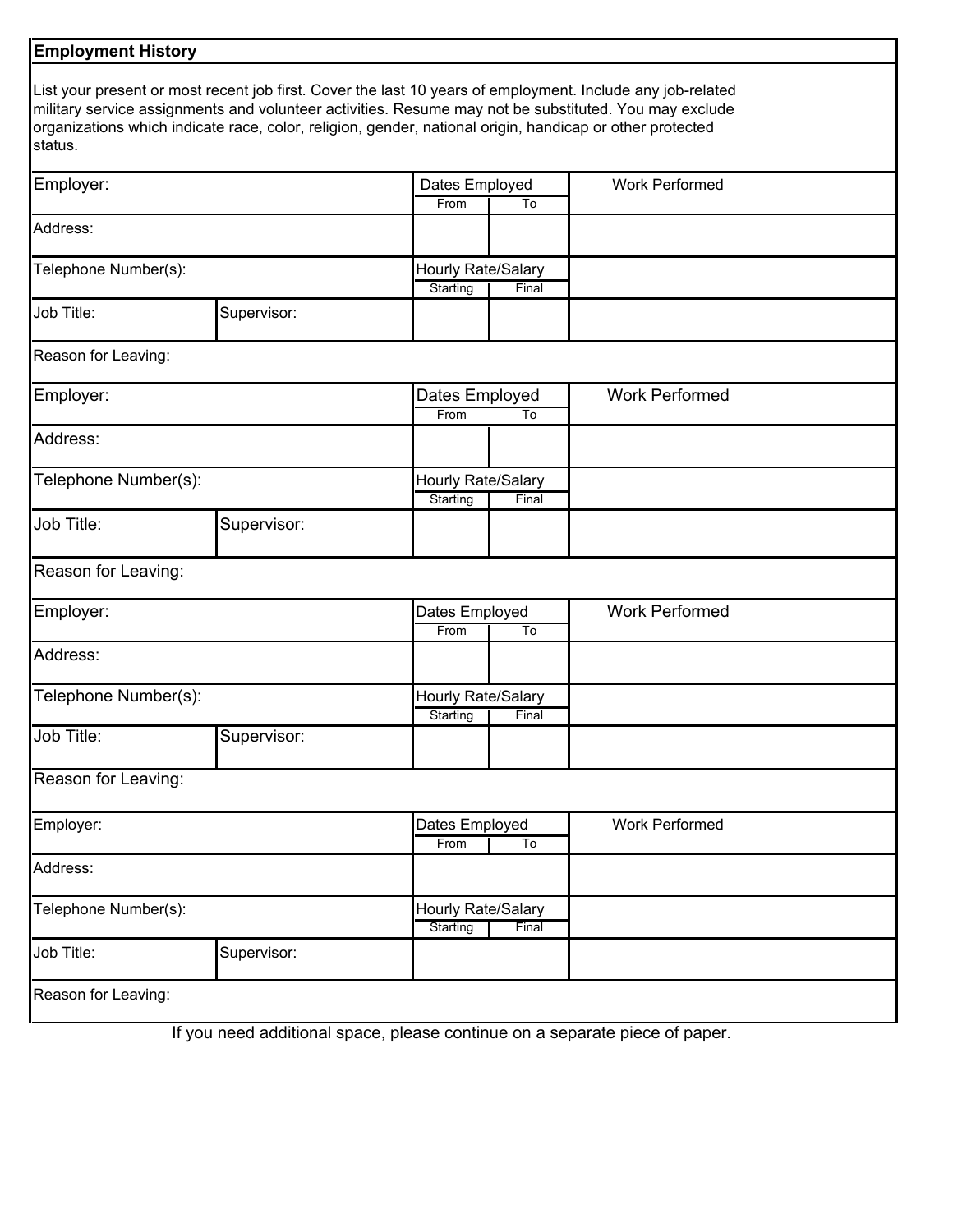## Employment History

List your present or most recent job first. Cover the last 10 years of employment. Include any job-related military service assignments and volunteer activities. Resume may not be substituted. You may exclude organizations which indicate race, color, religion, gender, national origin, handicap or other protected status.

| Employer: | | Dates Employed | | Work Performed |
|---|---|---|---|---|
| | | From | To | |
| Address: | | | | |
| Telephone Number(s): | | Hourly Rate/Salary | | |
| | | Starting | Final | |
| Job Title: | Supervisor: | | | |
| Reason for Leaving: | | | | |

| Employer: | | Dates Employed | | Work Performed |
|---|---|---|---|---|
| | | From | To | |
| Address: | | | | |
| Telephone Number(s): | | Hourly Rate/Salary | | |
| | | Starting | Final | |
| Job Title: | Supervisor: | | | |
| Reason for Leaving: | | | | |

| Employer: | | Dates Employed | | Work Performed |
|---|---|---|---|---|
| | | From | To | |
| Address: | | | | |
| Telephone Number(s): | | Hourly Rate/Salary | | |
| | | Starting | Final | |
| Job Title: | Supervisor: | | | |
| Reason for Leaving: | | | | |

| Employer: | | Dates Employed | | Work Performed |
|---|---|---|---|---|
| | | From | To | |
| Address: | | | | |
| Telephone Number(s): | | Hourly Rate/Salary | | |
| | | Starting | Final | |
| Job Title: | Supervisor: | | | |
| Reason for Leaving: | | | | |

If you need additional space, please continue on a separate piece of paper.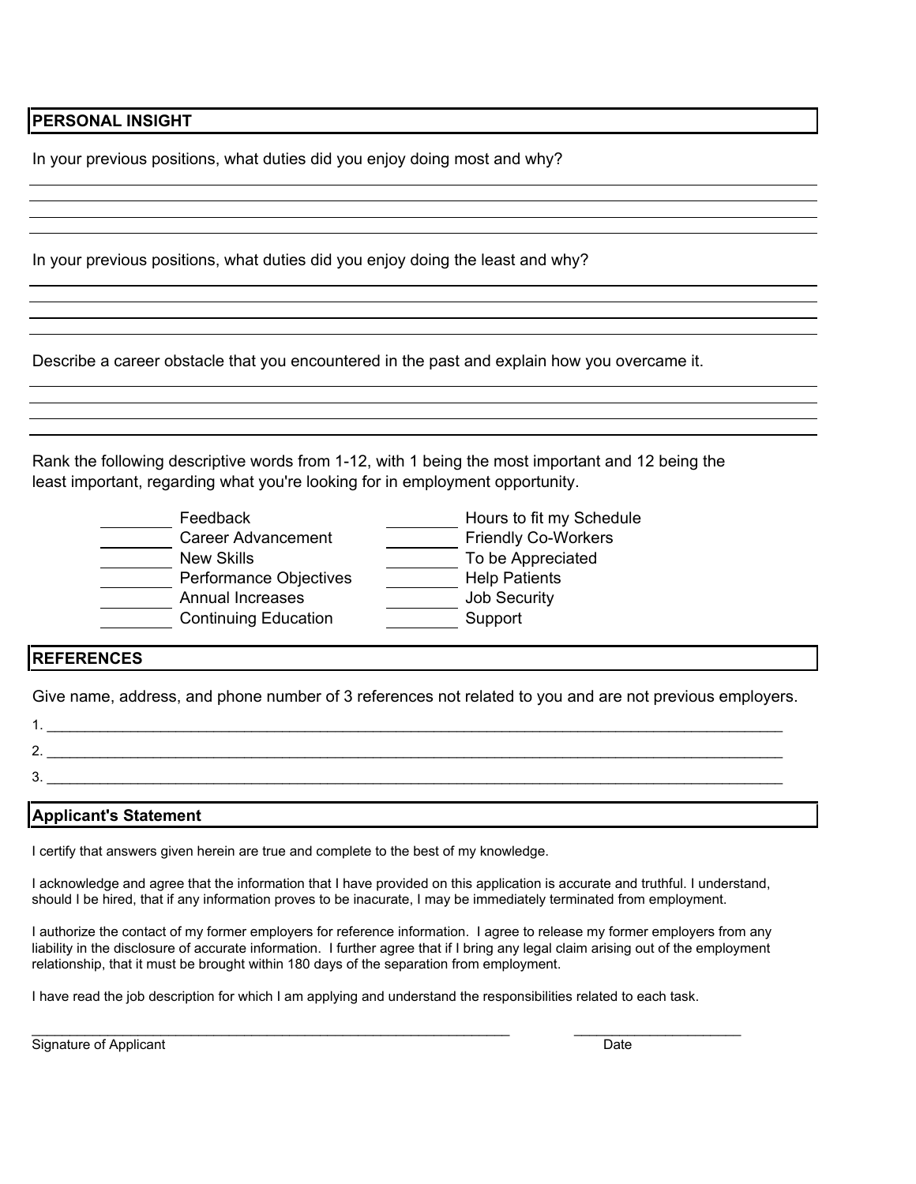## PERSONAL INSIGHT

In your previous positions, what duties did you enjoy doing most and why?

\_\_\_\_\_\_\_\_\_\_\_\_\_\_\_\_\_\_\_\_\_\_\_\_\_\_\_\_\_\_\_\_\_\_\_\_\_\_\_\_\_\_\_\_\_\_\_\_\_\_\_\_\_\_\_\_\_\_\_\_\_\_\_\_\_\_\_\_\_\_\_\_\_\_\_\_\_\_\_\_

\_\_\_\_\_\_\_\_\_\_\_\_\_\_\_\_\_\_\_\_\_\_\_\_\_\_\_\_\_\_\_\_\_\_\_\_\_\_\_\_\_\_\_\_\_\_\_\_\_\_\_\_\_\_\_\_\_\_\_\_\_\_\_\_\_\_\_\_\_\_\_\_\_\_\_\_\_\_\_\_

\_\_\_\_\_\_\_\_\_\_\_\_\_\_\_\_\_\_\_\_\_\_\_\_\_\_\_\_\_\_\_\_\_\_\_\_\_\_\_\_\_\_\_\_\_\_\_\_\_\_\_\_\_\_\_\_\_\_\_\_\_\_\_\_\_\_\_\_\_\_\_\_\_\_\_\_\_\_\_\_

\_\_\_\_\_\_\_\_\_\_\_\_\_\_\_\_\_\_\_\_\_\_\_\_\_\_\_\_\_\_\_\_\_\_\_\_\_\_\_\_\_\_\_\_\_\_\_\_\_\_\_\_\_\_\_\_\_\_\_\_\_\_\_\_\_\_\_\_\_\_\_\_\_\_\_\_\_\_\_\_

In your previous positions, what duties did you enjoy doing the least and why?

\_\_\_\_\_\_\_\_\_\_\_\_\_\_\_\_\_\_\_\_\_\_\_\_\_\_\_\_\_\_\_\_\_\_\_\_\_\_\_\_\_\_\_\_\_\_\_\_\_\_\_\_\_\_\_\_\_\_\_\_\_\_\_\_\_\_\_\_\_\_\_\_\_\_\_\_\_\_\_\_

\_\_\_\_\_\_\_\_\_\_\_\_\_\_\_\_\_\_\_\_\_\_\_\_\_\_\_\_\_\_\_\_\_\_\_\_\_\_\_\_\_\_\_\_\_\_\_\_\_\_\_\_\_\_\_\_\_\_\_\_\_\_\_\_\_\_\_\_\_\_\_\_\_\_\_\_\_\_\_\_

\_\_\_\_\_\_\_\_\_\_\_\_\_\_\_\_\_\_\_\_\_\_\_\_\_\_\_\_\_\_\_\_\_\_\_\_\_\_\_\_\_\_\_\_\_\_\_\_\_\_\_\_\_\_\_\_\_\_\_\_\_\_\_\_\_\_\_\_\_\_\_\_\_\_\_\_\_\_\_\_

\_\_\_\_\_\_\_\_\_\_\_\_\_\_\_\_\_\_\_\_\_\_\_\_\_\_\_\_\_\_\_\_\_\_\_\_\_\_\_\_\_\_\_\_\_\_\_\_\_\_\_\_\_\_\_\_\_\_\_\_\_\_\_\_\_\_\_\_\_\_\_\_\_\_\_\_\_\_\_\_

Describe a career obstacle that you encountered in the past and explain how you overcame it.

\_\_\_\_\_\_\_\_\_\_\_\_\_\_\_\_\_\_\_\_\_\_\_\_\_\_\_\_\_\_\_\_\_\_\_\_\_\_\_\_\_\_\_\_\_\_\_\_\_\_\_\_\_\_\_\_\_\_\_\_\_\_\_\_\_\_\_\_\_\_\_\_\_\_\_\_\_\_\_\_

\_\_\_\_\_\_\_\_\_\_\_\_\_\_\_\_\_\_\_\_\_\_\_\_\_\_\_\_\_\_\_\_\_\_\_\_\_\_\_\_\_\_\_\_\_\_\_\_\_\_\_\_\_\_\_\_\_\_\_\_\_\_\_\_\_\_\_\_\_\_\_\_\_\_\_\_\_\_\_\_

\_\_\_\_\_\_\_\_\_\_\_\_\_\_\_\_\_\_\_\_\_\_\_\_\_\_\_\_\_\_\_\_\_\_\_\_\_\_\_\_\_\_\_\_\_\_\_\_\_\_\_\_\_\_\_\_\_\_\_\_\_\_\_\_\_\_\_\_\_\_\_\_\_\_\_\_\_\_\_\_

\_\_\_\_\_\_\_\_\_\_\_\_\_\_\_\_\_\_\_\_\_\_\_\_\_\_\_\_\_\_\_\_\_\_\_\_\_\_\_\_\_\_\_\_\_\_\_\_\_\_\_\_\_\_\_\_\_\_\_\_\_\_\_\_\_\_\_\_\_\_\_\_\_\_\_\_\_\_\_\_

Rank the following descriptive words from 1-12, with 1 being the most important and 12 being the least important, regarding what you're looking for in employment opportunity.

| | | | |
|---|---|---|---|
| \_\_\_\_\_\_\_\_ | Feedback | \_\_\_\_\_\_\_\_ | Hours to fit my Schedule |
| \_\_\_\_\_\_\_\_ | Career Advancement | \_\_\_\_\_\_\_\_ | Friendly Co-Workers |
| \_\_\_\_\_\_\_\_ | New Skills | \_\_\_\_\_\_\_\_ | To be Appreciated |
| \_\_\_\_\_\_\_\_ | Performance Objectives | \_\_\_\_\_\_\_\_ | Help Patients |
| \_\_\_\_\_\_\_\_ | Annual Increases | \_\_\_\_\_\_\_\_ | Job Security |
| \_\_\_\_\_\_\_\_ | Continuing Education | \_\_\_\_\_\_\_\_ | Support |

## REFERENCES

Give name, address, and phone number of 3 references not related to you and are not previous employers.

1. \_\_\_\_\_\_\_\_\_\_\_\_\_\_\_\_\_\_\_\_\_\_\_\_\_\_\_\_\_\_\_\_\_\_\_\_\_\_\_\_\_\_\_\_\_\_\_\_\_\_\_\_\_\_\_\_\_\_\_\_\_\_\_\_\_\_\_\_\_\_\_\_\_\_\_\_\_\_
2. \_\_\_\_\_\_\_\_\_\_\_\_\_\_\_\_\_\_\_\_\_\_\_\_\_\_\_\_\_\_\_\_\_\_\_\_\_\_\_\_\_\_\_\_\_\_\_\_\_\_\_\_\_\_\_\_\_\_\_\_\_\_\_\_\_\_\_\_\_\_\_\_\_\_\_\_\_\_
3. \_\_\_\_\_\_\_\_\_\_\_\_\_\_\_\_\_\_\_\_\_\_\_\_\_\_\_\_\_\_\_\_\_\_\_\_\_\_\_\_\_\_\_\_\_\_\_\_\_\_\_\_\_\_\_\_\_\_\_\_\_\_\_\_\_\_\_\_\_\_\_\_\_\_\_\_\_\_

## Applicant's Statement

I certify that answers given herein are true and complete to the best of my knowledge.

I acknowledge and agree that the information that I have provided on this application is accurate and truthful. I understand, should I be hired, that if any information proves to be inacurate, I may be immediately terminated from employment.

I authorize the contact of my former employers for reference information. I agree to release my former employers from any liability in the disclosure of accurate information. I further agree that if I bring any legal claim arising out of the employment relationship, that it must be brought within 180 days of the separation from employment.

I have read the job description for which I am applying and understand the responsibilities related to each task.

\_\_\_\_\_\_\_\_\_\_\_\_\_\_\_\_\_\_\_\_\_\_\_\_\_\_\_\_\_\_\_\_\_\_\_\_\_\_\_\_\_\_\_\_\_\_\_\_\_\_\_\_\_\_\_\_\_\_ \_\_\_\_\_\_\_\_\_\_\_\_\_\_\_\_\_\_\_\_\_\_

Signature of Applicant Date